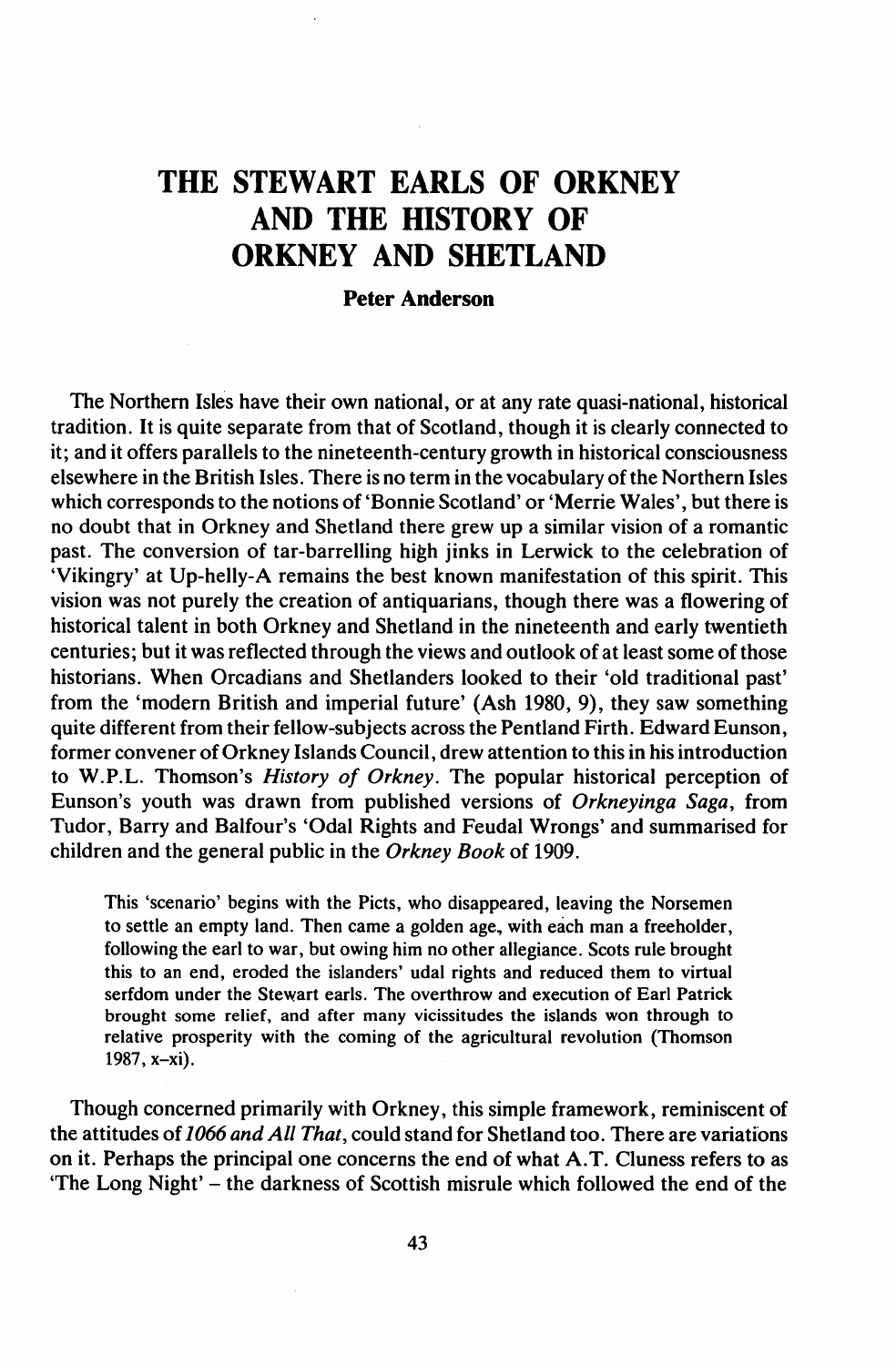# THE STEWART EARLS OF ORKNEY AND THE HISTORY OF ORKNEY AND SHETLAND

**Peter Anderson**

The Northern Isles have their own national, or at any rate quasi-national, historical tradition. It is quite separate from that of Scotland, though it is clearly connected to it; and it offers parallels to the nineteenth-century growth in historical consciousness elsewhere in the British Isles. There is no term in the vocabulary of the Northern Isles which corresponds to the notions of 'Bonnie Scotland' or 'Merrie Wales', but there is no doubt that in Orkney and Shetland there grew up a similar vision of a romantic past. The conversion of tar-barrelling high jinks in Lerwick to the celebration of 'Vikingry' at Up-helly-A remains the best known manifestation of this spirit. This vision was not purely the creation of antiquarians, though there was a flowering of historical talent in both Orkney and Shetland in the nineteenth and early twentieth centuries; but it was reflected through the views and outlook of at least some of those historians. When Orcadians and Shetlanders looked to their 'old traditional past' from the 'modern British and imperial future' (Ash 1980, 9), they saw something quite different from their fellow-subjects across the Pentland Firth. Edward Eunson, former convener of Orkney Islands Council, drew attention to this in his introduction to W.P.L. Thomson's *History of Orkney*. The popular historical perception of Eunson's youth was drawn from published versions of *Orkneyinga Saga*, from Tudor, Barry and Balfour's 'Odal Rights and Feudal Wrongs' and summarised for children and the general public in the *Orkney Book* of 1909.

> This 'scenario' begins with the Picts, who disappeared, leaving the Norsemen to settle an empty land. Then came a golden age, with each man a freeholder, following the earl to war, but owing him no other allegiance. Scots rule brought this to an end, eroded the islanders' udal rights and reduced them to virtual serfdom under the Stewart earls. The overthrow and execution of Earl Patrick brought some relief, and after many vicissitudes the islands won through to relative prosperity with the coming of the agricultural revolution (Thomson 1987, x–xi).

Though concerned primarily with Orkney, this simple framework, reminiscent of the attitudes of *1066 and All That*, could stand for Shetland too. There are variations on it. Perhaps the principal one concerns the end of what A.T. Cluness refers to as 'The Long Night' – the darkness of Scottish misrule which followed the end of the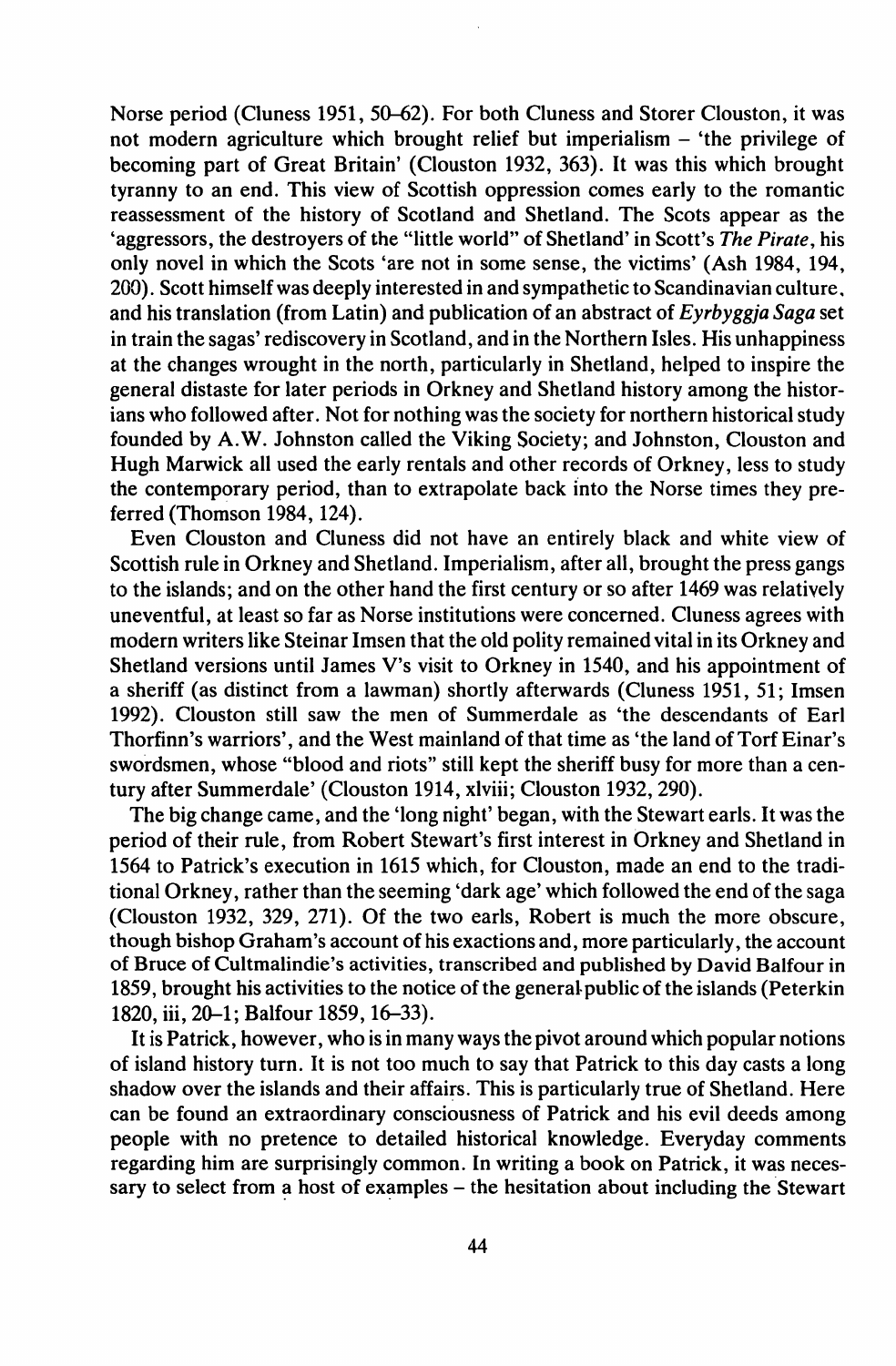Norse period (Cluness 1951, 50–62). For both Cluness and Storer Clouston, it was not modern agriculture which brought relief but imperialism – 'the privilege of becoming part of Great Britain' (Clouston 1932, 363). It was this which brought tyranny to an end. This view of Scottish oppression comes early to the romantic reassessment of the history of Scotland and Shetland. The Scots appear as the 'aggressors, the destroyers of the "little world" of Shetland' in Scott's *The Pirate*, his only novel in which the Scots 'are not in some sense, the victims' (Ash 1984, 194, 200). Scott himself was deeply interested in and sympathetic to Scandinavian culture, and his translation (from Latin) and publication of an abstract of *Eyrbyggja Saga* set in train the sagas' rediscovery in Scotland, and in the Northern Isles. His unhappiness at the changes wrought in the north, particularly in Shetland, helped to inspire the general distaste for later periods in Orkney and Shetland history among the historians who followed after. Not for nothing was the society for northern historical study founded by A.W. Johnston called the Viking Society; and Johnston, Clouston and Hugh Marwick all used the early rentals and other records of Orkney, less to study the contemporary period, than to extrapolate back into the Norse times they preferred (Thomson 1984, 124).

Even Clouston and Cluness did not have an entirely black and white view of Scottish rule in Orkney and Shetland. Imperialism, after all, brought the press gangs to the islands; and on the other hand the first century or so after 1469 was relatively uneventful, at least so far as Norse institutions were concerned. Cluness agrees with modern writers like Steinar Imsen that the old polity remained vital in its Orkney and Shetland versions until James V's visit to Orkney in 1540, and his appointment of a sheriff (as distinct from a lawman) shortly afterwards (Cluness 1951, 51; Imsen 1992). Clouston still saw the men of Summerdale as 'the descendants of Earl Thorfinn's warriors', and the West mainland of that time as 'the land of Torf Einar's swordsmen, whose "blood and riots" still kept the sheriff busy for more than a century after Summerdale' (Clouston 1914, xlviii; Clouston 1932, 290).

The big change came, and the 'long night' began, with the Stewart earls. It was the period of their rule, from Robert Stewart's first interest in Orkney and Shetland in 1564 to Patrick's execution in 1615 which, for Clouston, made an end to the traditional Orkney, rather than the seeming 'dark age' which followed the end of the saga (Clouston 1932, 329, 271). Of the two earls, Robert is much the more obscure, though bishop Graham's account of his exactions and, more particularly, the account of Bruce of Cultmalindie's activities, transcribed and published by David Balfour in 1859, brought his activities to the notice of the general public of the islands (Peterkin 1820, iii, 20–1; Balfour 1859, 16–33).

It is Patrick, however, who is in many ways the pivot around which popular notions of island history turn. It is not too much to say that Patrick to this day casts a long shadow over the islands and their affairs. This is particularly true of Shetland. Here can be found an extraordinary consciousness of Patrick and his evil deeds among people with no pretence to detailed historical knowledge. Everyday comments regarding him are surprisingly common. In writing a book on Patrick, it was necessary to select from a host of examples – the hesitation about including the Stewart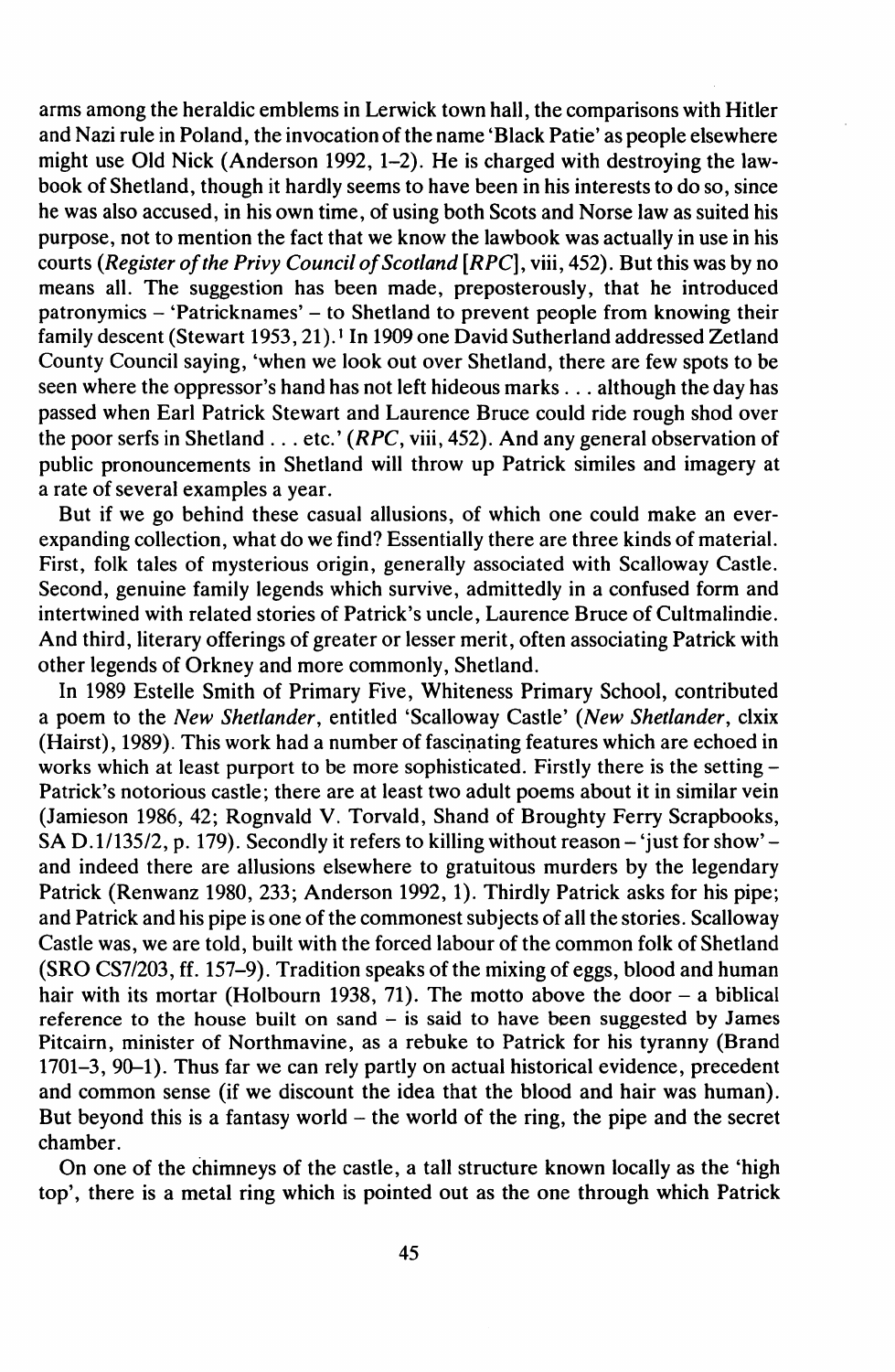arms among the heraldic emblems in Lerwick town hall, the comparisons with Hitler and Nazi rule in Poland, the invocation of the name 'Black Patie' as people elsewhere might use Old Nick (Anderson 1992, 1–2). He is charged with destroying the law-book of Shetland, though it hardly seems to have been in his interests to do so, since he was also accused, in his own time, of using both Scots and Norse law as suited his purpose, not to mention the fact that we know the lawbook was actually in use in his courts (*Register of the Privy Council of Scotland* [*RPC*], viii, 452). But this was by no means all. The suggestion has been made, preposterously, that he introduced patronymics – 'Patricknames' – to Shetland to prevent people from knowing their family descent (Stewart 1953, 21).[1] In 1909 one David Sutherland addressed Zetland County Council saying, 'when we look out over Shetland, there are few spots to be seen where the oppressor's hand has not left hideous marks . . . although the day has passed when Earl Patrick Stewart and Laurence Bruce could ride rough shod over the poor serfs in Shetland . . . etc.' (*RPC*, viii, 452). And any general observation of public pronouncements in Shetland will throw up Patrick similes and imagery at a rate of several examples a year.

But if we go behind these casual allusions, of which one could make an ever-expanding collection, what do we find? Essentially there are three kinds of material. First, folk tales of mysterious origin, generally associated with Scalloway Castle. Second, genuine family legends which survive, admittedly in a confused form and intertwined with related stories of Patrick's uncle, Laurence Bruce of Cultmalindie. And third, literary offerings of greater or lesser merit, often associating Patrick with other legends of Orkney and more commonly, Shetland.

In 1989 Estelle Smith of Primary Five, Whiteness Primary School, contributed a poem to the *New Shetlander*, entitled 'Scalloway Castle' (*New Shetlander*, clxix (Hairst), 1989). This work had a number of fascinating features which are echoed in works which at least purport to be more sophisticated. Firstly there is the setting – Patrick's notorious castle; there are at least two adult poems about it in similar vein (Jamieson 1986, 42; Rognvald V. Torvald, Shand of Broughty Ferry Scrapbooks, SA D.1/135/2, p. 179). Secondly it refers to killing without reason – 'just for show' – and indeed there are allusions elsewhere to gratuitous murders by the legendary Patrick (Renwanz 1980, 233; Anderson 1992, 1). Thirdly Patrick asks for his pipe; and Patrick and his pipe is one of the commonest subjects of all the stories. Scalloway Castle was, we are told, built with the forced labour of the common folk of Shetland (SRO CS7/203, ff. 157–9). Tradition speaks of the mixing of eggs, blood and human hair with its mortar (Holbourn 1938, 71). The motto above the door – a biblical reference to the house built on sand – is said to have been suggested by James Pitcairn, minister of Northmavine, as a rebuke to Patrick for his tyranny (Brand 1701–3, 90–1). Thus far we can rely partly on actual historical evidence, precedent and common sense (if we discount the idea that the blood and hair was human). But beyond this is a fantasy world – the world of the ring, the pipe and the secret chamber.

On one of the chimneys of the castle, a tall structure known locally as the 'high top', there is a metal ring which is pointed out as the one through which Patrick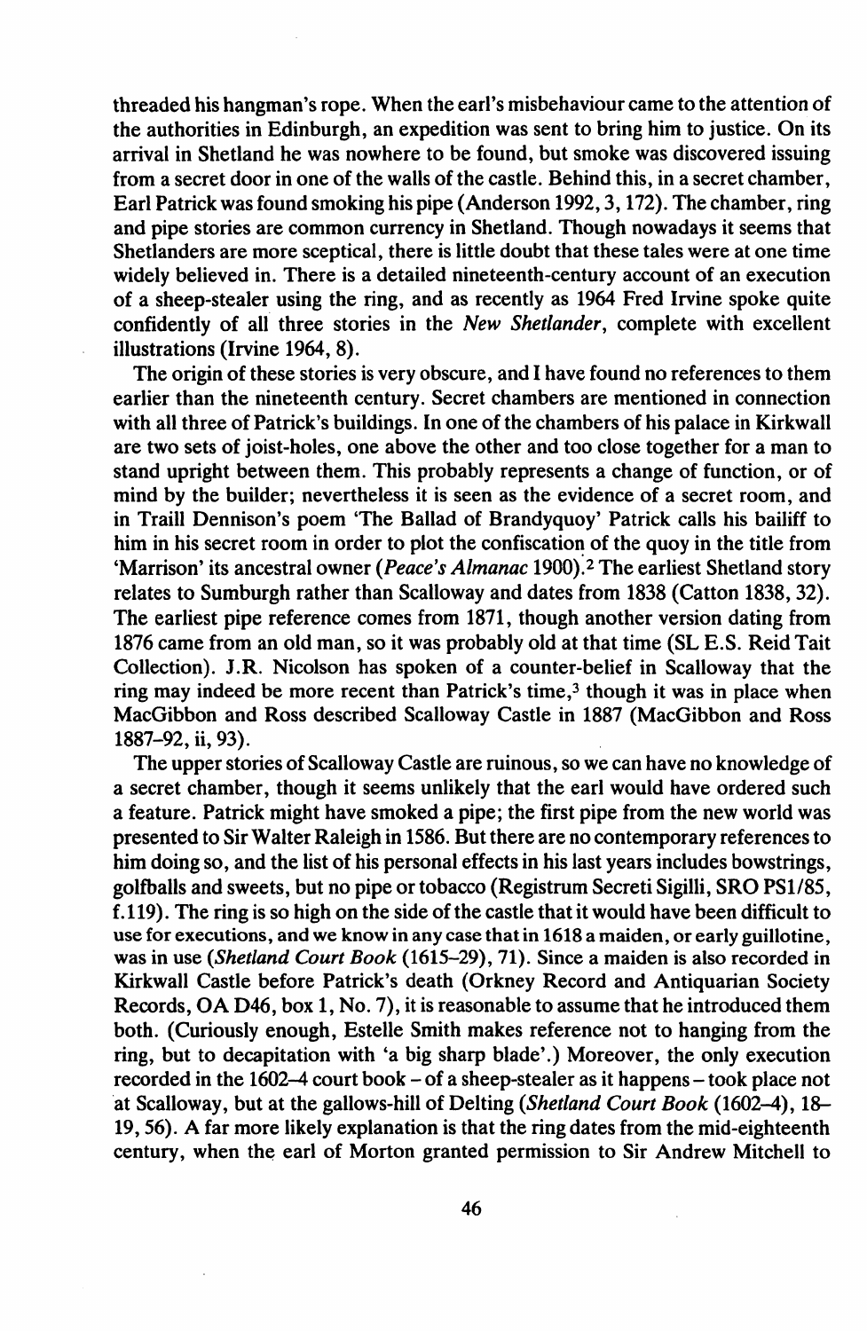threaded his hangman's rope. When the earl's misbehaviour came to the attention of the authorities in Edinburgh, an expedition was sent to bring him to justice. On its arrival in Shetland he was nowhere to be found, but smoke was discovered issuing from a secret door in one of the walls of the castle. Behind this, in a secret chamber, Earl Patrick was found smoking his pipe (Anderson 1992, 3, 172). The chamber, ring and pipe stories are common currency in Shetland. Though nowadays it seems that Shetlanders are more sceptical, there is little doubt that these tales were at one time widely believed in. There is a detailed nineteenth-century account of an execution of a sheep-stealer using the ring, and as recently as 1964 Fred Irvine spoke quite confidently of all three stories in the *New Shetlander*, complete with excellent illustrations (Irvine 1964, 8).

The origin of these stories is very obscure, and I have found no references to them earlier than the nineteenth century. Secret chambers are mentioned in connection with all three of Patrick's buildings. In one of the chambers of his palace in Kirkwall are two sets of joist-holes, one above the other and too close together for a man to stand upright between them. This probably represents a change of function, or of mind by the builder; nevertheless it is seen as the evidence of a secret room, and in Traill Dennison's poem 'The Ballad of Brandyquoy' Patrick calls his bailiff to him in his secret room in order to plot the confiscation of the quoy in the title from 'Marrison' its ancestral owner (*Peace's Almanac* 1900).[2] The earliest Shetland story relates to Sumburgh rather than Scalloway and dates from 1838 (Catton 1838, 32). The earliest pipe reference comes from 1871, though another version dating from 1876 came from an old man, so it was probably old at that time (SL E.S. Reid Tait Collection). J.R. Nicolson has spoken of a counter-belief in Scalloway that the ring may indeed be more recent than Patrick's time,[3] though it was in place when MacGibbon and Ross described Scalloway Castle in 1887 (MacGibbon and Ross 1887–92, ii, 93).

The upper stories of Scalloway Castle are ruinous, so we can have no knowledge of a secret chamber, though it seems unlikely that the earl would have ordered such a feature. Patrick might have smoked a pipe; the first pipe from the new world was presented to Sir Walter Raleigh in 1586. But there are no contemporary references to him doing so, and the list of his personal effects in his last years includes bowstrings, golfballs and sweets, but no pipe or tobacco (Registrum Secreti Sigilli, SRO PS1/85, f.119). The ring is so high on the side of the castle that it would have been difficult to use for executions, and we know in any case that in 1618 a maiden, or early guillotine, was in use (*Shetland Court Book* (1615–29), 71). Since a maiden is also recorded in Kirkwall Castle before Patrick's death (Orkney Record and Antiquarian Society Records, OA D46, box 1, No. 7), it is reasonable to assume that he introduced them both. (Curiously enough, Estelle Smith makes reference not to hanging from the ring, but to decapitation with 'a big sharp blade'.) Moreover, the only execution recorded in the 1602–4 court book – of a sheep-stealer as it happens – took place not at Scalloway, but at the gallows-hill of Delting (*Shetland Court Book* (1602–4), 18–19, 56). A far more likely explanation is that the ring dates from the mid-eighteenth century, when the earl of Morton granted permission to Sir Andrew Mitchell to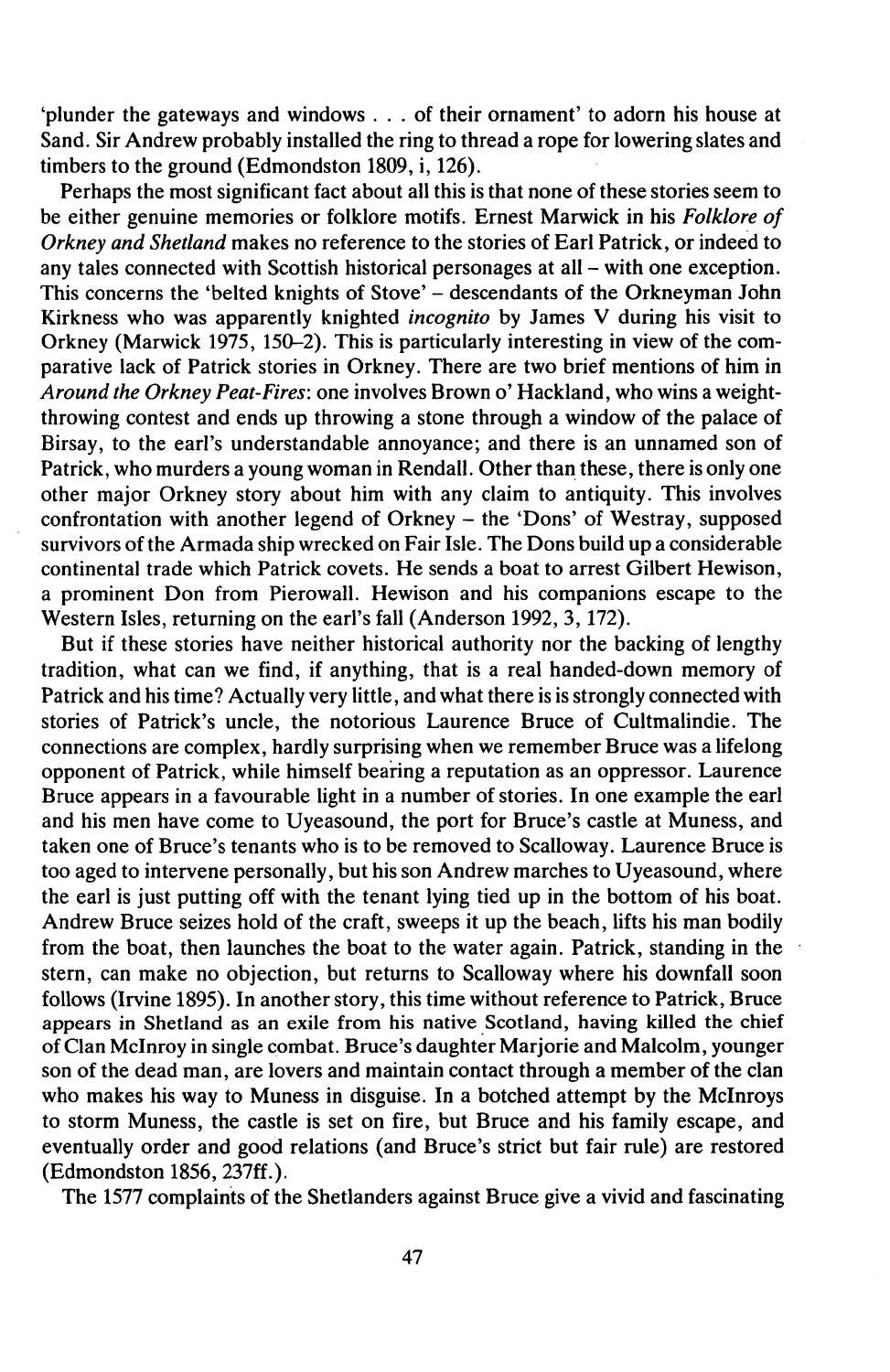'plunder the gateways and windows . . . of their ornament' to adorn his house at Sand. Sir Andrew probably installed the ring to thread a rope for lowering slates and timbers to the ground (Edmondston 1809, i, 126).

Perhaps the most significant fact about all this is that none of these stories seem to be either genuine memories or folklore motifs. Ernest Marwick in his *Folklore of Orkney and Shetland* makes no reference to the stories of Earl Patrick, or indeed to any tales connected with Scottish historical personages at all – with one exception. This concerns the 'belted knights of Stove' – descendants of the Orkneyman John Kirkness who was apparently knighted *incognito* by James V during his visit to Orkney (Marwick 1975, 150–2). This is particularly interesting in view of the comparative lack of Patrick stories in Orkney. There are two brief mentions of him in *Around the Orkney Peat-Fires*: one involves Brown o' Hackland, who wins a weight-throwing contest and ends up throwing a stone through a window of the palace of Birsay, to the earl's understandable annoyance; and there is an unnamed son of Patrick, who murders a young woman in Rendall. Other than these, there is only one other major Orkney story about him with any claim to antiquity. This involves confrontation with another legend of Orkney – the 'Dons' of Westray, supposed survivors of the Armada ship wrecked on Fair Isle. The Dons build up a considerable continental trade which Patrick covets. He sends a boat to arrest Gilbert Hewison, a prominent Don from Pierowall. Hewison and his companions escape to the Western Isles, returning on the earl's fall (Anderson 1992, 3, 172).

But if these stories have neither historical authority nor the backing of lengthy tradition, what can we find, if anything, that is a real handed-down memory of Patrick and his time? Actually very little, and what there is is strongly connected with stories of Patrick's uncle, the notorious Laurence Bruce of Cultmalindie. The connections are complex, hardly surprising when we remember Bruce was a lifelong opponent of Patrick, while himself bearing a reputation as an oppressor. Laurence Bruce appears in a favourable light in a number of stories. In one example the earl and his men have come to Uyeasound, the port for Bruce's castle at Muness, and taken one of Bruce's tenants who is to be removed to Scalloway. Laurence Bruce is too aged to intervene personally, but his son Andrew marches to Uyeasound, where the earl is just putting off with the tenant lying tied up in the bottom of his boat. Andrew Bruce seizes hold of the craft, sweeps it up the beach, lifts his man bodily from the boat, then launches the boat to the water again. Patrick, standing in the stern, can make no objection, but returns to Scalloway where his downfall soon follows (Irvine 1895). In another story, this time without reference to Patrick, Bruce appears in Shetland as an exile from his native Scotland, having killed the chief of Clan McInroy in single combat. Bruce's daughter Marjorie and Malcolm, younger son of the dead man, are lovers and maintain contact through a member of the clan who makes his way to Muness in disguise. In a botched attempt by the McInroys to storm Muness, the castle is set on fire, but Bruce and his family escape, and eventually order and good relations (and Bruce's strict but fair rule) are restored (Edmondston 1856, 237ff.).

The 1577 complaints of the Shetlanders against Bruce give a vivid and fascinating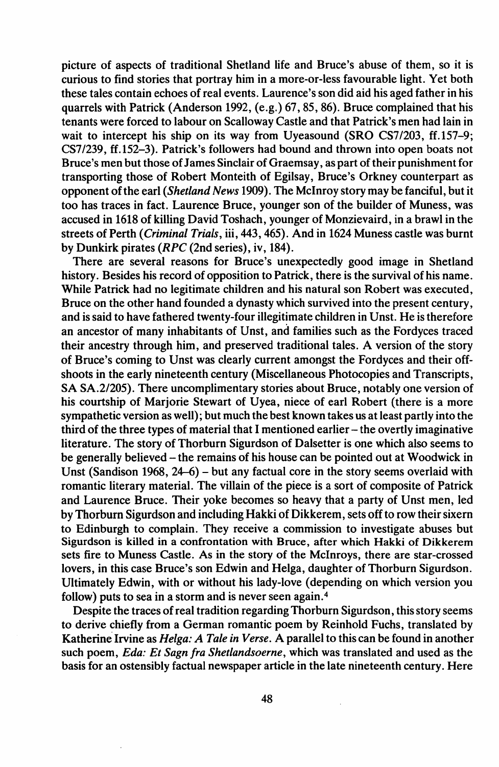picture of aspects of traditional Shetland life and Bruce's abuse of them, so it is curious to find stories that portray him in a more-or-less favourable light. Yet both these tales contain echoes of real events. Laurence's son did aid his aged father in his quarrels with Patrick (Anderson 1992, (e.g.) 67, 85, 86). Bruce complained that his tenants were forced to labour on Scalloway Castle and that Patrick's men had lain in wait to intercept his ship on its way from Uyeasound (SRO CS7/203, ff.157–9; CS7/239, ff.152–3). Patrick's followers had bound and thrown into open boats not Bruce's men but those of James Sinclair of Graemsay, as part of their punishment for transporting those of Robert Monteith of Egilsay, Bruce's Orkney counterpart as opponent of the earl (*Shetland News* 1909). The McInroy story may be fanciful, but it too has traces in fact. Laurence Bruce, younger son of the builder of Muness, was accused in 1618 of killing David Toshach, younger of Monzievaird, in a brawl in the streets of Perth (*Criminal Trials*, iii, 443, 465). And in 1624 Muness castle was burnt by Dunkirk pirates (*RPC* (2nd series), iv, 184).

There are several reasons for Bruce's unexpectedly good image in Shetland history. Besides his record of opposition to Patrick, there is the survival of his name. While Patrick had no legitimate children and his natural son Robert was executed, Bruce on the other hand founded a dynasty which survived into the present century, and is said to have fathered twenty-four illegitimate children in Unst. He is therefore an ancestor of many inhabitants of Unst, and families such as the Fordyces traced their ancestry through him, and preserved traditional tales. A version of the story of Bruce's coming to Unst was clearly current amongst the Fordyces and their offshoots in the early nineteenth century (Miscellaneous Photocopies and Transcripts, SA SA.2/205). There uncomplimentary stories about Bruce, notably one version of his courtship of Marjorie Stewart of Uyea, niece of earl Robert (there is a more sympathetic version as well); but much the best known takes us at least partly into the third of the three types of material that I mentioned earlier – the overtly imaginative literature. The story of Thorburn Sigurdson of Dalsetter is one which also seems to be generally believed – the remains of his house can be pointed out at Woodwick in Unst (Sandison 1968, 24–6) – but any factual core in the story seems overlaid with romantic literary material. The villain of the piece is a sort of composite of Patrick and Laurence Bruce. Their yoke becomes so heavy that a party of Unst men, led by Thorburn Sigurdson and including Hakki of Dikkerem, sets off to row their sixern to Edinburgh to complain. They receive a commission to investigate abuses but Sigurdson is killed in a confrontation with Bruce, after which Hakki of Dikkerem sets fire to Muness Castle. As in the story of the McInroys, there are star-crossed lovers, in this case Bruce's son Edwin and Helga, daughter of Thorburn Sigurdson. Ultimately Edwin, with or without his lady-love (depending on which version you follow) puts to sea in a storm and is never seen again.[4]

Despite the traces of real tradition regarding Thorburn Sigurdson, this story seems to derive chiefly from a German romantic poem by Reinhold Fuchs, translated by Katherine Irvine as *Helga: A Tale in Verse*. A parallel to this can be found in another such poem, *Eda: Et Sagn fra Shetlandsoerne*, which was translated and used as the basis for an ostensibly factual newspaper article in the late nineteenth century. Here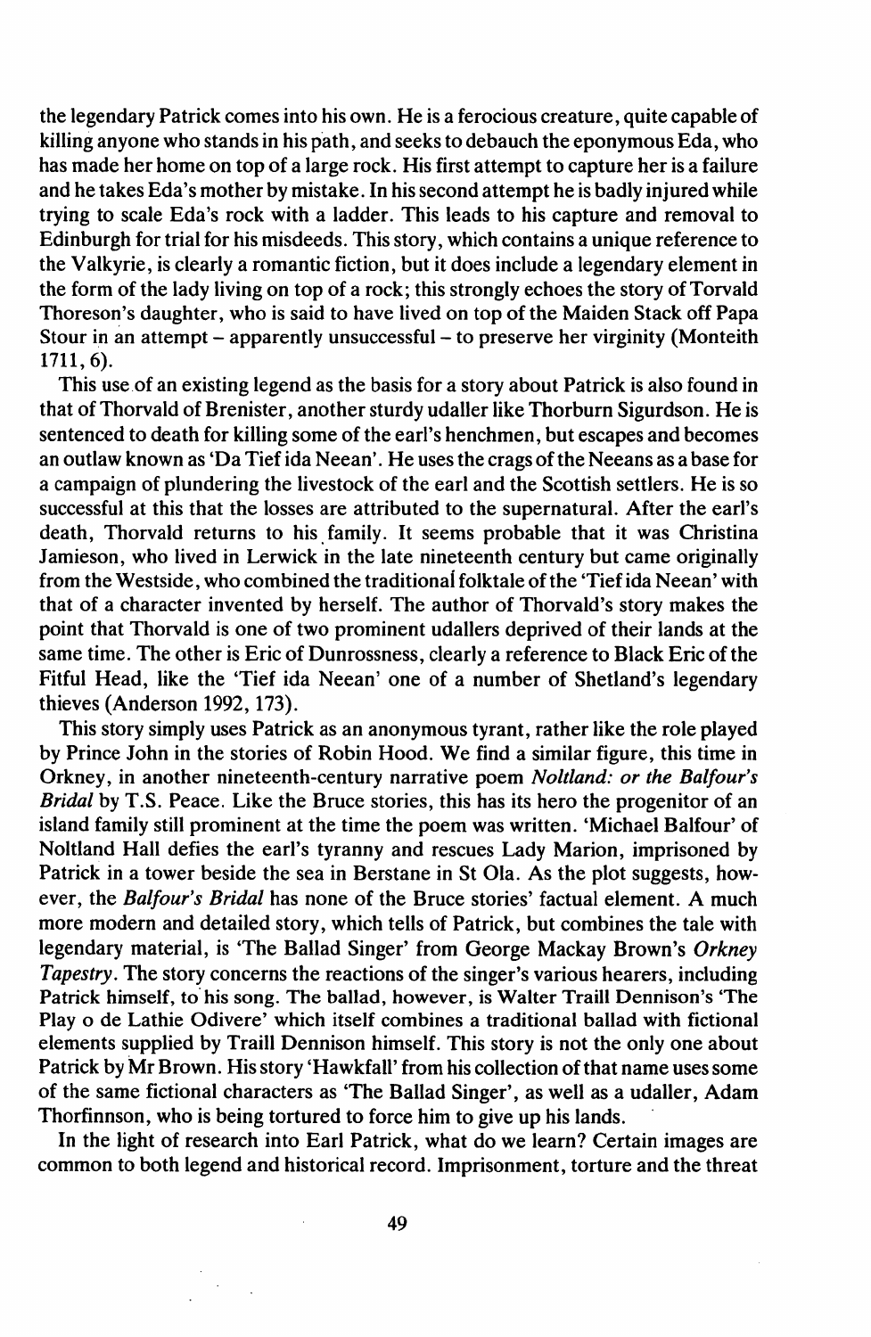the legendary Patrick comes into his own. He is a ferocious creature, quite capable of killing anyone who stands in his path, and seeks to debauch the eponymous Eda, who has made her home on top of a large rock. His first attempt to capture her is a failure and he takes Eda's mother by mistake. In his second attempt he is badly injured while trying to scale Eda's rock with a ladder. This leads to his capture and removal to Edinburgh for trial for his misdeeds. This story, which contains a unique reference to the Valkyrie, is clearly a romantic fiction, but it does include a legendary element in the form of the lady living on top of a rock; this strongly echoes the story of Torvald Thoreson's daughter, who is said to have lived on top of the Maiden Stack off Papa Stour in an attempt – apparently unsuccessful – to preserve her virginity (Monteith 1711, 6).

This use of an existing legend as the basis for a story about Patrick is also found in that of Thorvald of Brenister, another sturdy udaller like Thorburn Sigurdson. He is sentenced to death for killing some of the earl's henchmen, but escapes and becomes an outlaw known as 'Da Tief ida Neean'. He uses the crags of the Neeans as a base for a campaign of plundering the livestock of the earl and the Scottish settlers. He is so successful at this that the losses are attributed to the supernatural. After the earl's death, Thorvald returns to his family. It seems probable that it was Christina Jamieson, who lived in Lerwick in the late nineteenth century but came originally from the Westside, who combined the traditional folktale of the 'Tief ida Neean' with that of a character invented by herself. The author of Thorvald's story makes the point that Thorvald is one of two prominent udallers deprived of their lands at the same time. The other is Eric of Dunrossness, clearly a reference to Black Eric of the Fitful Head, like the 'Tief ida Neean' one of a number of Shetland's legendary thieves (Anderson 1992, 173).

This story simply uses Patrick as an anonymous tyrant, rather like the role played by Prince John in the stories of Robin Hood. We find a similar figure, this time in Orkney, in another nineteenth-century narrative poem *Noltland: or the Balfour's Bridal* by T.S. Peace. Like the Bruce stories, this has its hero the progenitor of an island family still prominent at the time the poem was written. 'Michael Balfour' of Noltland Hall defies the earl's tyranny and rescues Lady Marion, imprisoned by Patrick in a tower beside the sea in Berstane in St Ola. As the plot suggests, however, the *Balfour's Bridal* has none of the Bruce stories' factual element. A much more modern and detailed story, which tells of Patrick, but combines the tale with legendary material, is 'The Ballad Singer' from George Mackay Brown's *Orkney Tapestry*. The story concerns the reactions of the singer's various hearers, including Patrick himself, to his song. The ballad, however, is Walter Traill Dennison's 'The Play o de Lathie Odivere' which itself combines a traditional ballad with fictional elements supplied by Traill Dennison himself. This story is not the only one about Patrick by Mr Brown. His story 'Hawkfall' from his collection of that name uses some of the same fictional characters as 'The Ballad Singer', as well as a udaller, Adam Thorfinnson, who is being tortured to force him to give up his lands.

In the light of research into Earl Patrick, what do we learn? Certain images are common to both legend and historical record. Imprisonment, torture and the threat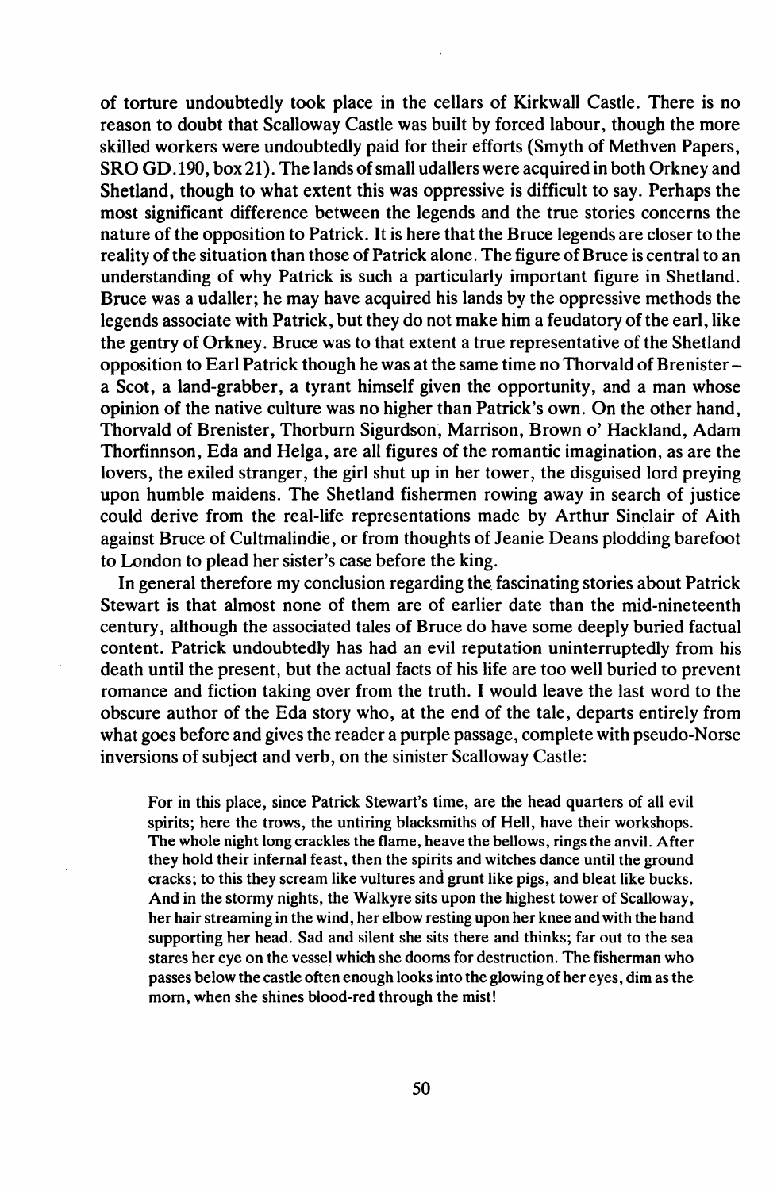of torture undoubtedly took place in the cellars of Kirkwall Castle. There is no reason to doubt that Scalloway Castle was built by forced labour, though the more skilled workers were undoubtedly paid for their efforts (Smyth of Methven Papers, SRO GD.190, box 21). The lands of small udallers were acquired in both Orkney and Shetland, though to what extent this was oppressive is difficult to say. Perhaps the most significant difference between the legends and the true stories concerns the nature of the opposition to Patrick. It is here that the Bruce legends are closer to the reality of the situation than those of Patrick alone. The figure of Bruce is central to an understanding of why Patrick is such a particularly important figure in Shetland. Bruce was a udaller; he may have acquired his lands by the oppressive methods the legends associate with Patrick, but they do not make him a feudatory of the earl, like the gentry of Orkney. Bruce was to that extent a true representative of the Shetland opposition to Earl Patrick though he was at the same time no Thorvald of Brenister – a Scot, a land-grabber, a tyrant himself given the opportunity, and a man whose opinion of the native culture was no higher than Patrick's own. On the other hand, Thorvald of Brenister, Thorburn Sigurdson, Marrison, Brown o' Hackland, Adam Thorfinnson, Eda and Helga, are all figures of the romantic imagination, as are the lovers, the exiled stranger, the girl shut up in her tower, the disguised lord preying upon humble maidens. The Shetland fishermen rowing away in search of justice could derive from the real-life representations made by Arthur Sinclair of Aith against Bruce of Cultmalindie, or from thoughts of Jeanie Deans plodding barefoot to London to plead her sister's case before the king.

In general therefore my conclusion regarding the fascinating stories about Patrick Stewart is that almost none of them are of earlier date than the mid-nineteenth century, although the associated tales of Bruce do have some deeply buried factual content. Patrick undoubtedly has had an evil reputation uninterruptedly from his death until the present, but the actual facts of his life are too well buried to prevent romance and fiction taking over from the truth. I would leave the last word to the obscure author of the Eda story who, at the end of the tale, departs entirely from what goes before and gives the reader a purple passage, complete with pseudo-Norse inversions of subject and verb, on the sinister Scalloway Castle:

> For in this place, since Patrick Stewart's time, are the head quarters of all evil spirits; here the trows, the untiring blacksmiths of Hell, have their workshops. The whole night long crackles the flame, heave the bellows, rings the anvil. After they hold their infernal feast, then the spirits and witches dance until the ground cracks; to this they scream like vultures and grunt like pigs, and bleat like bucks. And in the stormy nights, the Walkyre sits upon the highest tower of Scalloway, her hair streaming in the wind, her elbow resting upon her knee and with the hand supporting her head. Sad and silent she sits there and thinks; far out to the sea stares her eye on the vessel which she dooms for destruction. The fisherman who passes below the castle often enough looks into the glowing of her eyes, dim as the morn, when she shines blood-red through the mist!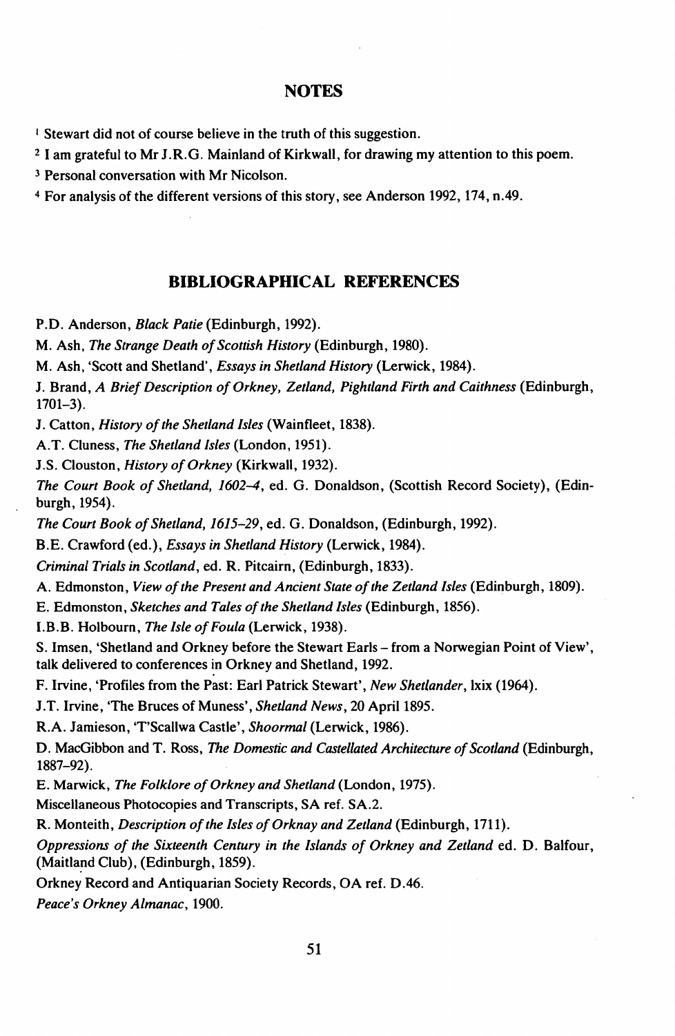## NOTES

[1] Stewart did not of course believe in the truth of this suggestion.

[2] I am grateful to Mr J.R.G. Mainland of Kirkwall, for drawing my attention to this poem.

[3] Personal conversation with Mr Nicolson.

[4] For analysis of the different versions of this story, see Anderson 1992, 174, n.49.

## BIBLIOGRAPHICAL REFERENCES

P.D. Anderson, *Black Patie* (Edinburgh, 1992).

M. Ash, *The Strange Death of Scottish History* (Edinburgh, 1980).

M. Ash, 'Scott and Shetland', *Essays in Shetland History* (Lerwick, 1984).

J. Brand, *A Brief Description of Orkney, Zetland, Pightland Firth and Caithness* (Edinburgh, 1701–3).

J. Catton, *History of the Shetland Isles* (Wainfleet, 1838).

A.T. Cluness, *The Shetland Isles* (London, 1951).

J.S. Clouston, *History of Orkney* (Kirkwall, 1932).

*The Court Book of Shetland, 1602–4*, ed. G. Donaldson, (Scottish Record Society), (Edinburgh, 1954).

*The Court Book of Shetland, 1615–29*, ed. G. Donaldson, (Edinburgh, 1992).

B.E. Crawford (ed.), *Essays in Shetland History* (Lerwick, 1984).

*Criminal Trials in Scotland*, ed. R. Pitcairn, (Edinburgh, 1833).

A. Edmonston, *View of the Present and Ancient State of the Zetland Isles* (Edinburgh, 1809).

E. Edmonston, *Sketches and Tales of the Shetland Isles* (Edinburgh, 1856).

I.B.B. Holbourn, *The Isle of Foula* (Lerwick, 1938).

S. Imsen, 'Shetland and Orkney before the Stewart Earls – from a Norwegian Point of View', talk delivered to conferences in Orkney and Shetland, 1992.

F. Irvine, 'Profiles from the Past: Earl Patrick Stewart', *New Shetlander*, lxix (1964).

J.T. Irvine, 'The Bruces of Muness', *Shetland News*, 20 April 1895.

R.A. Jamieson, 'T'Scallwa Castle', *Shoormal* (Lerwick, 1986).

D. MacGibbon and T. Ross, *The Domestic and Castellated Architecture of Scotland* (Edinburgh, 1887–92).

E. Marwick, *The Folklore of Orkney and Shetland* (London, 1975).

Miscellaneous Photocopies and Transcripts, SA ref. SA.2.

R. Monteith, *Description of the Isles of Orknay and Zetland* (Edinburgh, 1711).

*Oppressions of the Sixteenth Century in the Islands of Orkney and Zetland* ed. D. Balfour, (Maitland Club), (Edinburgh, 1859).

Orkney Record and Antiquarian Society Records, OA ref. D.46.

*Peace's Orkney Almanac*, 1900.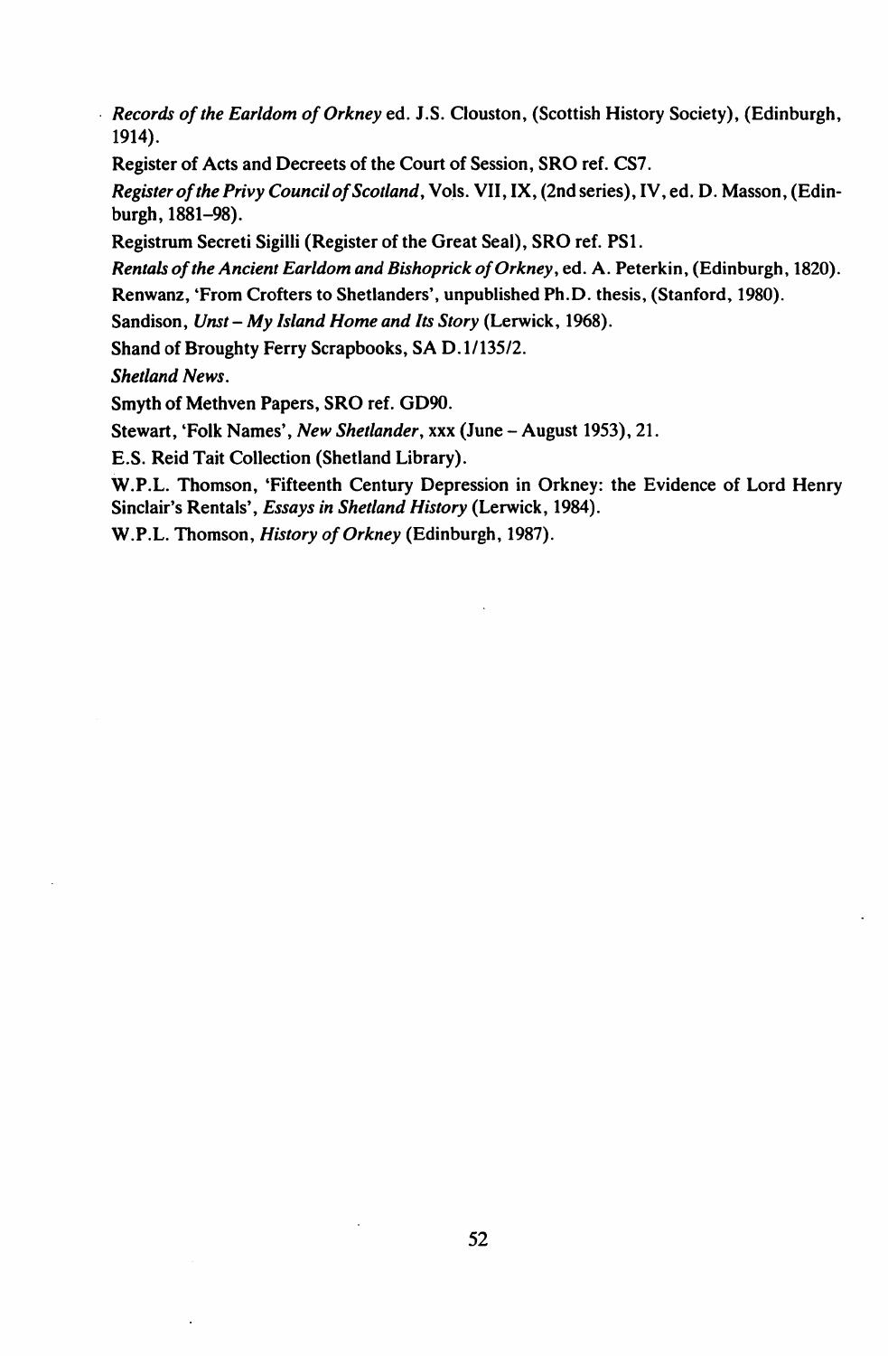*Records of the Earldom of Orkney* ed. J.S. Clouston, (Scottish History Society), (Edinburgh, 1914).

Register of Acts and Decreets of the Court of Session, SRO ref. CS7.

*Register of the Privy Council of Scotland*, Vols. VII, IX, (2nd series), IV, ed. D. Masson, (Edinburgh, 1881–98).

Registrum Secreti Sigilli (Register of the Great Seal), SRO ref. PS1.

*Rentals of the Ancient Earldom and Bishoprick of Orkney*, ed. A. Peterkin, (Edinburgh, 1820).

Renwanz, 'From Crofters to Shetlanders', unpublished Ph.D. thesis, (Stanford, 1980).

Sandison, *Unst – My Island Home and Its Story* (Lerwick, 1968).

Shand of Broughty Ferry Scrapbooks, SA D.1/135/2.

*Shetland News*.

Smyth of Methven Papers, SRO ref. GD90.

Stewart, 'Folk Names', *New Shetlander*, xxx (June – August 1953), 21.

E.S. Reid Tait Collection (Shetland Library).

W.P.L. Thomson, 'Fifteenth Century Depression in Orkney: the Evidence of Lord Henry Sinclair's Rentals', *Essays in Shetland History* (Lerwick, 1984).

W.P.L. Thomson, *History of Orkney* (Edinburgh, 1987).